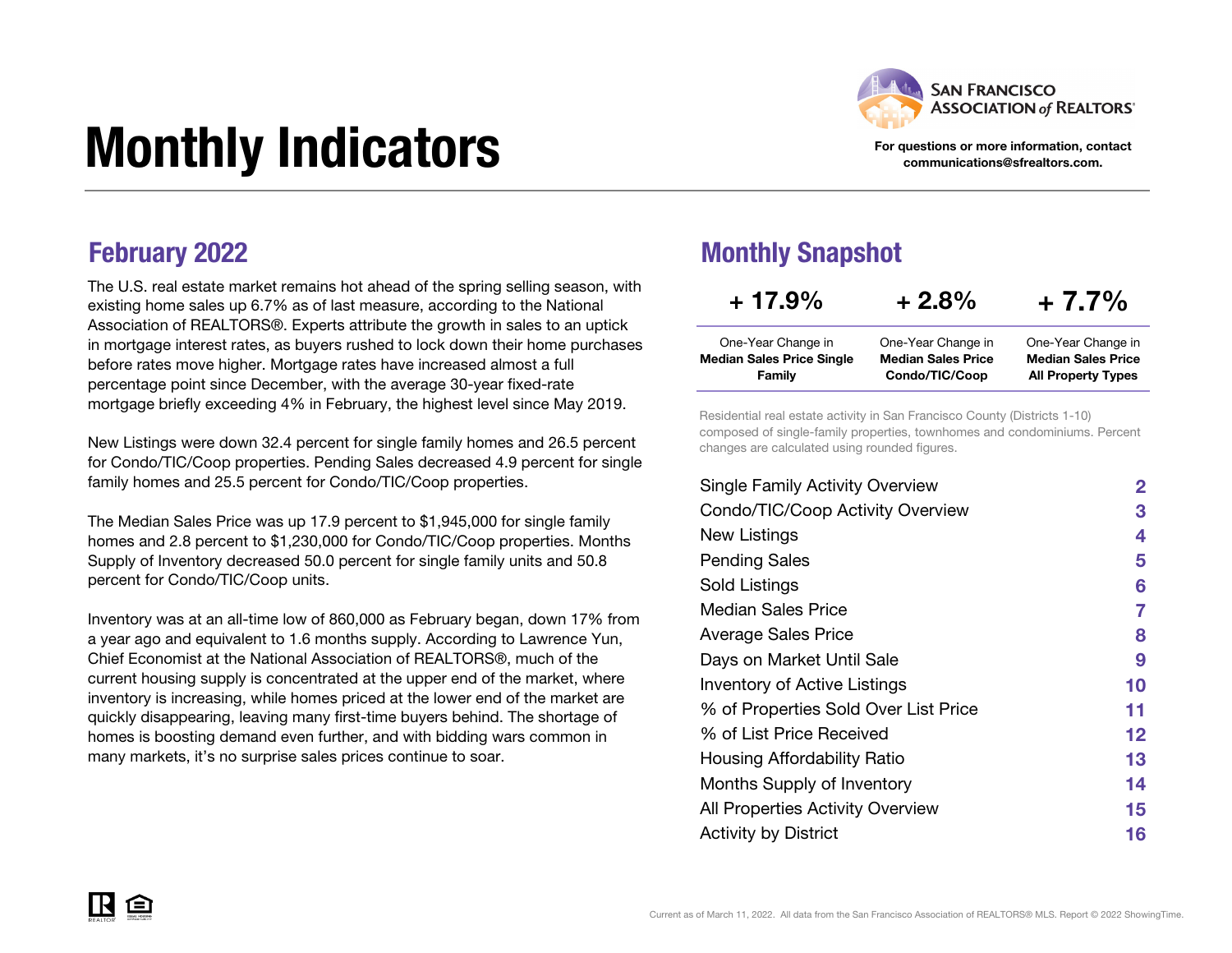# Monthly Indicators

SAN FRANCISCO ASSOCIATION *of* REALTORS®

For questions or more information, contact communications@sfrealtors.com.

## February 2022

The U.S. real estate market remains hot ahead of the spring selling season, with existing home sales up 6.7% as of last measure, according to the National Association of REALTORS®. Experts attribute the growth in sales to an uptick in mortgage interest rates, as buyers rushed to lock down their home purchases before rates move higher. Mortgage rates have increased almost a full percentage point since December, with the average 30-year fixed-rate mortgage briefly exceeding 4% in February, the highest level since May 2019.

New Listings were down 32.4 percent for single family homes and 26.5 percent for Condo/TIC/Coop properties. Pending Sales decreased 4.9 percent for single family homes and 25.5 percent for Condo/TIC/Coop properties.

The Median Sales Price was up 17.9 percent to $1,945,000 for single family homes and 2.8 percent to $1,230,000 for Condo/TIC/Coop properties. Months Supply of Inventory decreased 50.0 percent for single family units and 50.8 percent for Condo/TIC/Coop units.

Inventory was at an all-time low of 860,000 as February began, down 17% from a year ago and equivalent to 1.6 months supply. According to Lawrence Yun, Chief Economist at the National Association of REALTORS®, much of the current housing supply is concentrated at the upper end of the market, where inventory is increasing, while homes priced at the lower end of the market are quickly disappearing, leaving many first-time buyers behind. The shortage of homes is boosting demand even further, and with bidding wars common in many markets, it's no surprise sales prices continue to soar.

## Monthly Snapshot

| + 17.9% | + 2.8% | + 7.7% |
|---|---|---|
| One-Year Change in **Median Sales Price Single Family** | One-Year Change in **Median Sales Price Condo/TIC/Coop** | One-Year Change in **Median Sales Price All Property Types** |

Residential real estate activity in San Francisco County (Districts 1-10) composed of single-family properties, townhomes and condominiums. Percent changes are calculated using rounded figures.

| | |
|---|---|
| Single Family Activity Overview | 2 |
| Condo/TIC/Coop Activity Overview | 3 |
| New Listings | 4 |
| Pending Sales | 5 |
| Sold Listings | 6 |
| Median Sales Price | 7 |
| Average Sales Price | 8 |
| Days on Market Until Sale | 9 |
| Inventory of Active Listings | 10 |
| % of Properties Sold Over List Price | 11 |
| % of List Price Received | 12 |
| Housing Affordability Ratio | 13 |
| Months Supply of Inventory | 14 |
| All Properties Activity Overview | 15 |
| Activity by District | 16 |

Current as of March 11, 2022. All data from the San Francisco Association of REALTORS® MLS. Report © 2022 ShowingTime.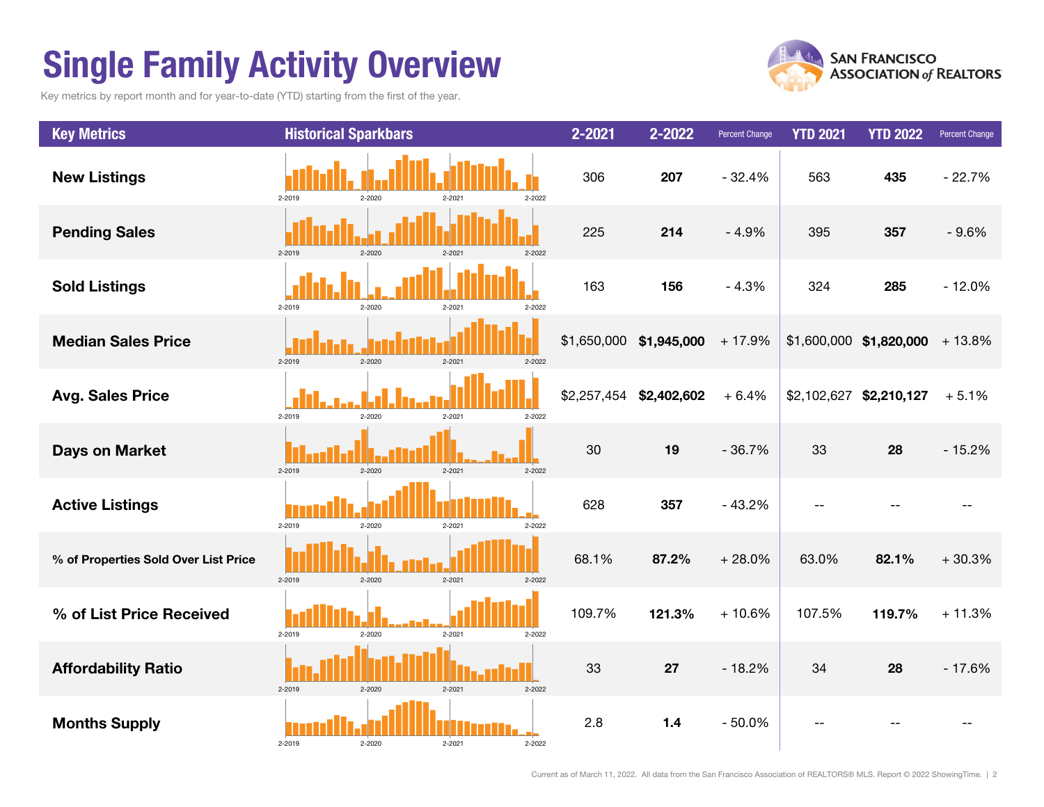# Single Family Activity Overview

Key metrics by report month and for year-to-date (YTD) starting from the first of the year.

| Key Metrics | Historical Sparkbars | 2-2021 | 2-2022 | Percent Change | YTD 2021 | YTD 2022 | Percent Change |
|---|---|---|---|---|---|---|---|
| **New Listings** | 2-2019 2-2020 2-2021 2-2022 | 306 | **207** | - 32.4% | 563 | **435** | - 22.7% |
| **Pending Sales** | 2-2019 2-2020 2-2021 2-2022 | 225 | **214** | - 4.9% | 395 | **357** | - 9.6% |
| **Sold Listings** | 2-2019 2-2020 2-2021 2-2022 | 163 | **156** | - 4.3% | 324 | **285** | - 12.0% |
| **Median Sales Price** | 2-2019 2-2020 2-2021 2-2022 | $1,650,000 | **$1,945,000** | + 17.9% | $1,600,000 | **$1,820,000** | + 13.8% |
| **Avg. Sales Price** | 2-2019 2-2020 2-2021 2-2022 | $2,257,454 | **$2,402,602** | + 6.4% | $2,102,627 | **$2,210,127** | + 5.1% |
| **Days on Market** | 2-2019 2-2020 2-2021 2-2022 | 30 | **19** | - 36.7% | 33 | **28** | - 15.2% |
| **Active Listings** | 2-2019 2-2020 2-2021 2-2022 | 628 | **357** | - 43.2% | -- | -- | -- |
| **% of Properties Sold Over List Price** | 2-2019 2-2020 2-2021 2-2022 | 68.1% | **87.2%** | + 28.0% | 63.0% | **82.1%** | + 30.3% |
| **% of List Price Received** | 2-2019 2-2020 2-2021 2-2022 | 109.7% | **121.3%** | + 10.6% | 107.5% | **119.7%** | + 11.3% |
| **Affordability Ratio** | 2-2019 2-2020 2-2021 2-2022 | 33 | **27** | - 18.2% | 34 | **28** | - 17.6% |
| **Months Supply** | 2-2019 2-2020 2-2021 2-2022 | 2.8 | **1.4** | - 50.0% | -- | -- | -- |

Current as of March 11, 2022. All data from the San Francisco Association of REALTORS® MLS. Report © 2022 ShowingTime.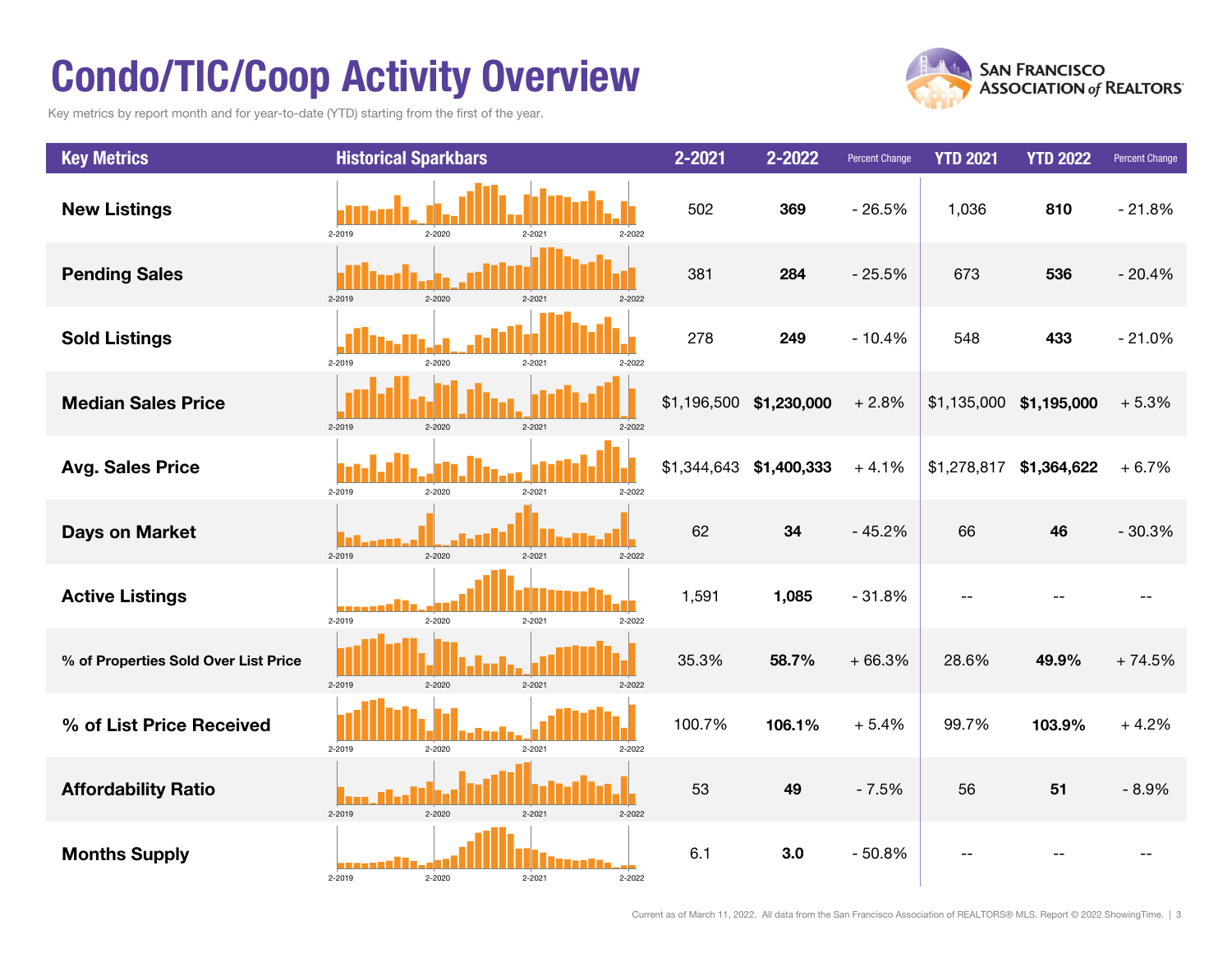# Condo/TIC/Coop Activity Overview

Key metrics by report month and for year-to-date (YTD) starting from the first of the year.

| Key Metrics | Historical Sparkbars | 2-2021 | 2-2022 | Percent Change | YTD 2021 | YTD 2022 | Percent Change |
|---|---|---|---|---|---|---|---|
| New Listings | 2-2019 2-2020 2-2021 2-2022 | 502 | **369** | - 26.5% | 1,036 | **810** | - 21.8% |
| Pending Sales | 2-2019 2-2020 2-2021 2-2022 | 381 | **284** | - 25.5% | 673 | **536** | - 20.4% |
| Sold Listings | 2-2019 2-2020 2-2021 2-2022 | 278 | **249** | - 10.4% | 548 | **433** | - 21.0% |
| Median Sales Price | 2-2019 2-2020 2-2021 2-2022 | $1,196,500 | **$1,230,000** | + 2.8% | $1,135,000 | **$1,195,000** | + 5.3% |
| Avg. Sales Price | 2-2019 2-2020 2-2021 2-2022 | $1,344,643 | **$1,400,333** | + 4.1% | $1,278,817 | **$1,364,622** | + 6.7% |
| Days on Market | 2-2019 2-2020 2-2021 2-2022 | 62 | **34** | - 45.2% | 66 | **46** | - 30.3% |
| Active Listings | 2-2019 2-2020 2-2021 2-2022 | 1,591 | **1,085** | - 31.8% | -- | -- | -- |
| % of Properties Sold Over List Price | 2-2019 2-2020 2-2021 2-2022 | 35.3% | **58.7%** | + 66.3% | 28.6% | **49.9%** | + 74.5% |
| % of List Price Received | 2-2019 2-2020 2-2021 2-2022 | 100.7% | **106.1%** | + 5.4% | 99.7% | **103.9%** | + 4.2% |
| Affordability Ratio | 2-2019 2-2020 2-2021 2-2022 | 53 | **49** | - 7.5% | 56 | **51** | - 8.9% |
| Months Supply | 2-2019 2-2020 2-2021 2-2022 | 6.1 | **3.0** | - 50.8% | -- | -- | -- |

Current as of March 11, 2022. All data from the San Francisco Association of REALTORS® MLS. Report © 2022 ShowingTime.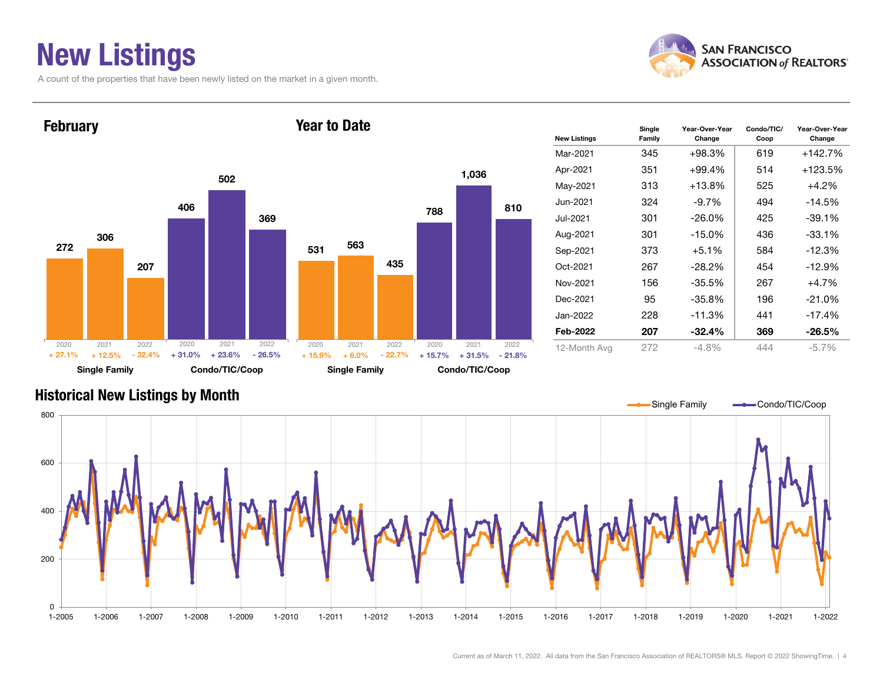# New Listings

A count of the properties that have been newly listed on the market in a given month.

## February

| | 2020 | 2021 | 2022 |
|---|---|---|---|
| Single Family | 272 (+ 27.1%) | 306 (+ 12.5%) | 207 (- 32.4%) |
| Condo/TIC/Coop | 406 (+ 31.0%) | 502 (+ 23.6%) | 369 (- 26.5%) |

## Year to Date

| | 2020 | 2021 | 2022 |
|---|---|---|---|
| Single Family | 531 (+ 15.9%) | 563 (+ 6.0%) | 435 (- 22.7%) |
| Condo/TIC/Coop | 788 (+ 15.7%) | 1,036 (+ 31.5%) | 810 (- 21.8%) |

| New Listings | Single Family | Year-Over-Year Change | Condo/TIC/ Coop | Year-Over-Year Change |
|---|---|---|---|---|
| Mar-2021 | 345 | +98.3% | 619 | +142.7% |
| Apr-2021 | 351 | +99.4% | 514 | +123.5% |
| May-2021 | 313 | +13.8% | 525 | +4.2% |
| Jun-2021 | 324 | -9.7% | 494 | -14.5% |
| Jul-2021 | 301 | -26.0% | 425 | -39.1% |
| Aug-2021 | 301 | -15.0% | 436 | -33.1% |
| Sep-2021 | 373 | +5.1% | 584 | -12.3% |
| Oct-2021 | 267 | -28.2% | 454 | -12.9% |
| Nov-2021 | 156 | -35.5% | 267 | +4.7% |
| Dec-2021 | 95 | -35.8% | 196 | -21.0% |
| Jan-2022 | 228 | -11.3% | 441 | -17.4% |
| **Feb-2022** | **207** | **-32.4%** | **369** | **-26.5%** |
| 12-Month Avg | 272 | -4.8% | 444 | -5.7% |

## Historical New Listings by Month

Single Family — Condo/TIC/Coop

Current as of March 11, 2022. All data from the San Francisco Association of REALTORS® MLS. Report © 2022 ShowingTime.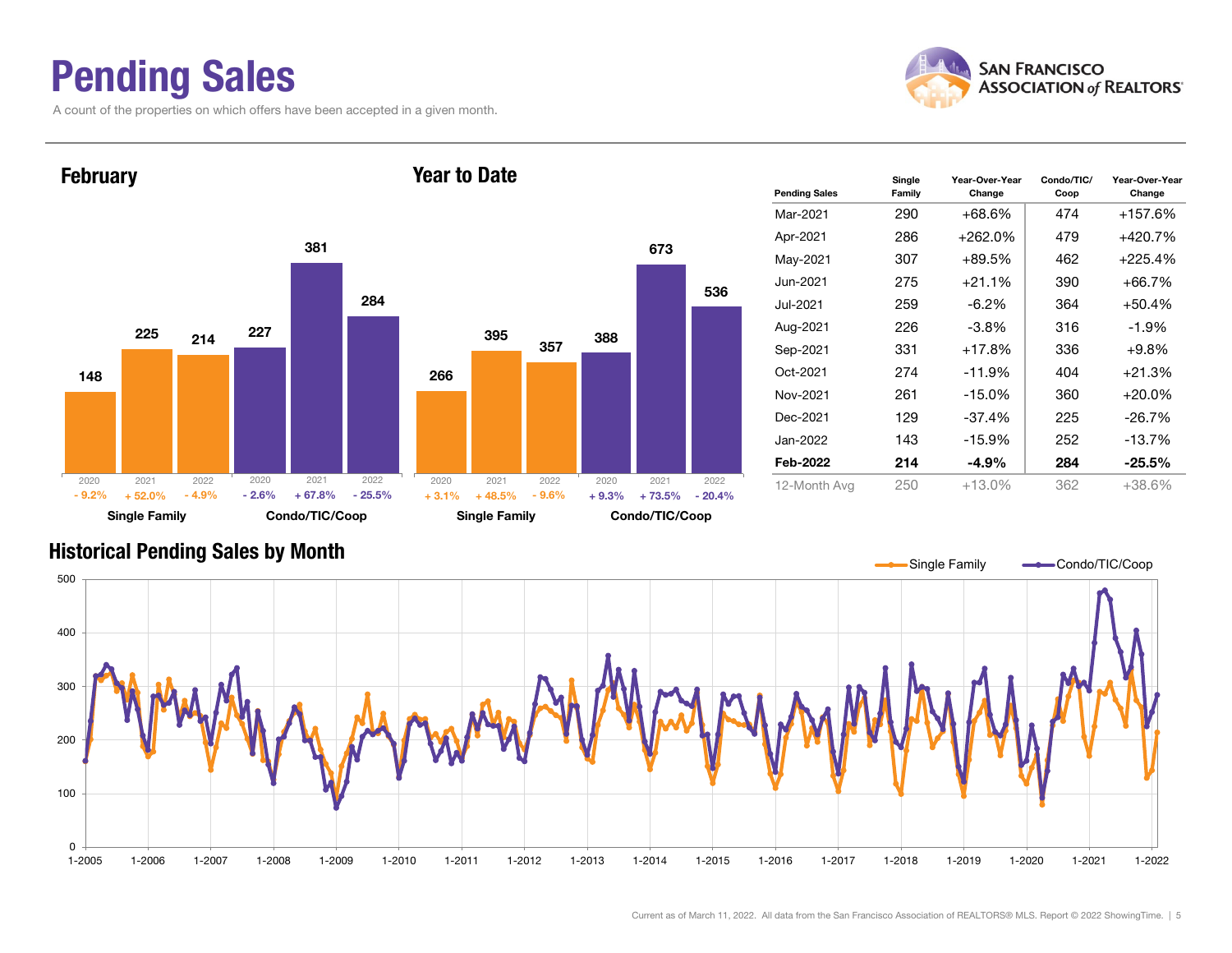# Pending Sales

A count of the properties on which offers have been accepted in a given month.

## February

| | 2020 | 2021 | 2022 |
|---|---|---|---|
| Single Family | 148 | 225 | 214 |
| Change | - 9.2% | + 52.0% | - 4.9% |
| Condo/TIC/Coop | 227 | 381 | 284 |
| Change | - 2.6% | + 67.8% | - 25.5% |

## Year to Date

| | 2020 | 2021 | 2022 |
|---|---|---|---|
| Single Family | 266 | 395 | 357 |
| Change | + 3.1% | + 48.5% | - 9.6% |
| Condo/TIC/Coop | 388 | 673 | 536 |
| Change | + 9.3% | + 73.5% | - 20.4% |

| Pending Sales | Single Family | Year-Over-Year Change | Condo/TIC/ Coop | Year-Over-Year Change |
|---|---|---|---|---|
| Mar-2021 | 290 | +68.6% | 474 | +157.6% |
| Apr-2021 | 286 | +262.0% | 479 | +420.7% |
| May-2021 | 307 | +89.5% | 462 | +225.4% |
| Jun-2021 | 275 | +21.1% | 390 | +66.7% |
| Jul-2021 | 259 | -6.2% | 364 | +50.4% |
| Aug-2021 | 226 | -3.8% | 316 | -1.9% |
| Sep-2021 | 331 | +17.8% | 336 | +9.8% |
| Oct-2021 | 274 | -11.9% | 404 | +21.3% |
| Nov-2021 | 261 | -15.0% | 360 | +20.0% |
| Dec-2021 | 129 | -37.4% | 225 | -26.7% |
| Jan-2022 | 143 | -15.9% | 252 | -13.7% |
| **Feb-2022** | **214** | **-4.9%** | **284** | **-25.5%** |
| 12-Month Avg | 250 | +13.0% | 362 | +38.6% |

## Historical Pending Sales by Month

Single Family — Condo/TIC/Coop

Current as of March 11, 2022. All data from the San Francisco Association of REALTORS® MLS. Report © 2022 ShowingTime.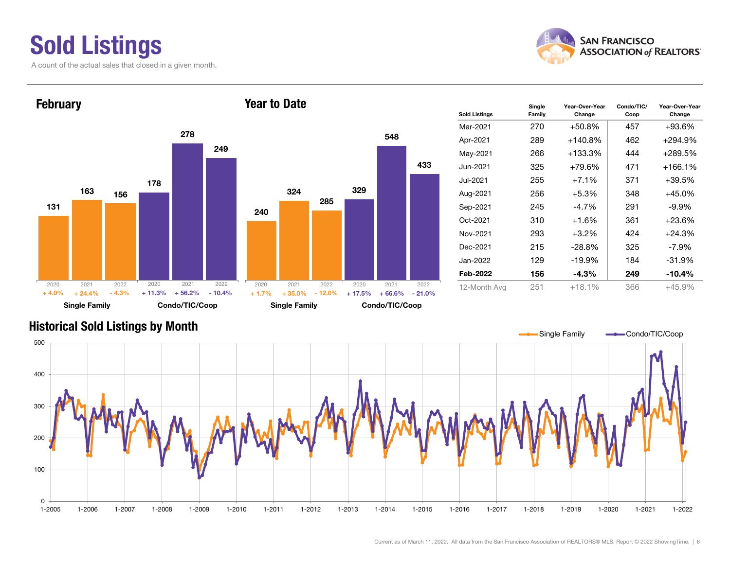# Sold Listings

A count of the actual sales that closed in a given month.

## February

| | 2020 | 2021 | 2022 |
|---|---|---|---|
| Single Family | 131 | 163 | 156 |
| Change | + 4.0% | + 24.4% | - 4.3% |
| Condo/TIC/Coop | 178 | 278 | 249 |
| Change | + 11.3% | + 56.2% | - 10.4% |

## Year to Date

| | 2020 | 2021 | 2022 |
|---|---|---|---|
| Single Family | 240 | 324 | 285 |
| Change | + 1.7% | + 35.0% | - 12.0% |
| Condo/TIC/Coop | 329 | 548 | 433 |
| Change | + 17.5% | + 66.6% | - 21.0% |

| Sold Listings | Single Family | Year-Over-Year Change | Condo/TIC/ Coop | Year-Over-Year Change |
|---|---|---|---|---|
| Mar-2021 | 270 | +50.8% | 457 | +93.6% |
| Apr-2021 | 289 | +140.8% | 462 | +294.9% |
| May-2021 | 266 | +133.3% | 444 | +289.5% |
| Jun-2021 | 325 | +79.6% | 471 | +166.1% |
| Jul-2021 | 255 | +7.1% | 371 | +39.5% |
| Aug-2021 | 256 | +5.3% | 348 | +45.0% |
| Sep-2021 | 245 | -4.7% | 291 | -9.9% |
| Oct-2021 | 310 | +1.6% | 361 | +23.6% |
| Nov-2021 | 293 | +3.2% | 424 | +24.3% |
| Dec-2021 | 215 | -28.8% | 325 | -7.9% |
| Jan-2022 | 129 | -19.9% | 184 | -31.9% |
| **Feb-2022** | **156** | **-4.3%** | **249** | **-10.4%** |
| 12-Month Avg | 251 | +18.1% | 366 | +45.9% |

## Historical Sold Listings by Month

Current as of March 11, 2022. All data from the San Francisco Association of REALTORS® MLS. Report © 2022 ShowingTime.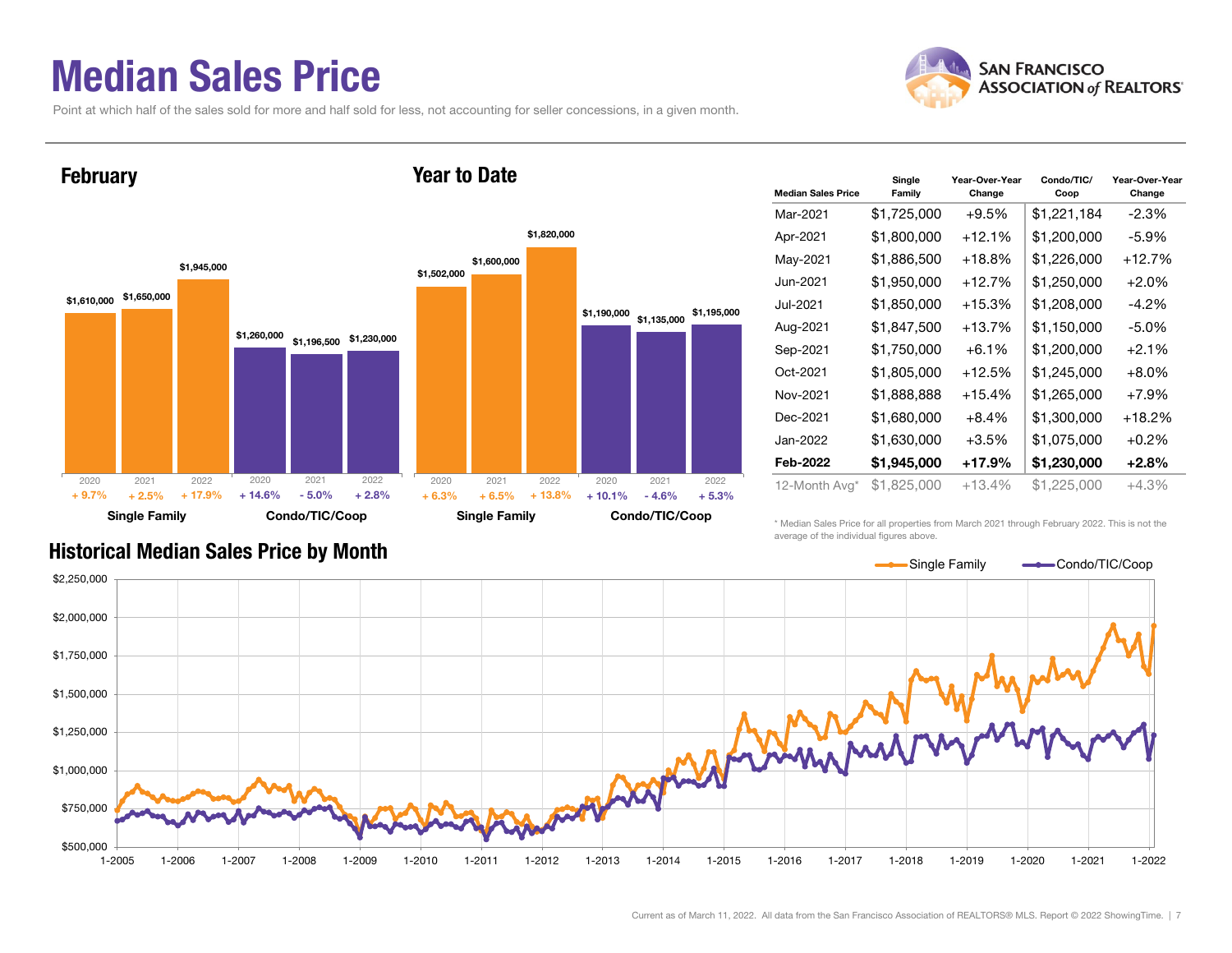# Median Sales Price

Point at which half of the sales sold for more and half sold for less, not accounting for seller concessions, in a given month.

## February

| | Single Family | | | Condo/TIC/Coop | | |
|---|---|---|---|---|---|---|
| Year | 2020 | 2021 | 2022 | 2020 | 2021 | 2022 |
| Median Sales Price | $1,610,000 | $1,650,000 | $1,945,000 | $1,260,000 | $1,196,500 | $1,230,000 |
| Change | + 9.7% | + 2.5% | + 17.9% | + 14.6% | - 5.0% | + 2.8% |

## Year to Date

| | Single Family | | | Condo/TIC/Coop | | |
|---|---|---|---|---|---|---|
| Year | 2020 | 2021 | 2022 | 2020 | 2021 | 2022 |
| Median Sales Price | $1,502,000 | $1,600,000 | $1,820,000 | $1,190,000 | $1,135,000 | $1,195,000 |
| Change | + 6.3% | + 6.5% | + 13.8% | + 10.1% | - 4.6% | + 5.3% |

| Median Sales Price | Single Family | Year-Over-Year Change | Condo/TIC/Coop | Year-Over-Year Change |
|---|---|---|---|---|
| Mar-2021 | $1,725,000 | +9.5% | $1,221,184 | -2.3% |
| Apr-2021 | $1,800,000 | +12.1% | $1,200,000 | -5.9% |
| May-2021 | $1,886,500 | +18.8% | $1,226,000 | +12.7% |
| Jun-2021 | $1,950,000 | +12.7% | $1,250,000 | +2.0% |
| Jul-2021 | $1,850,000 | +15.3% | $1,208,000 | -4.2% |
| Aug-2021 | $1,847,500 | +13.7% | $1,150,000 | -5.0% |
| Sep-2021 | $1,750,000 | +6.1% | $1,200,000 | +2.1% |
| Oct-2021 | $1,805,000 | +12.5% | $1,245,000 | +8.0% |
| Nov-2021 | $1,888,888 | +15.4% | $1,265,000 | +7.9% |
| Dec-2021 | $1,680,000 | +8.4% | $1,300,000 | +18.2% |
| Jan-2022 | $1,630,000 | +3.5% | $1,075,000 | +0.2% |
| **Feb-2022** | **$1,945,000** | **+17.9%** | **$1,230,000** | **+2.8%** |
| 12-Month Avg* | $1,825,000 | +13.4% | $1,225,000 | +4.3% |

\* Median Sales Price for all properties from March 2021 through February 2022. This is not the average of the individual figures above.

## Historical Median Sales Price by Month

Single Family — Condo/TIC/Coop

Current as of March 11, 2022. All data from the San Francisco Association of REALTORS® MLS. Report © 2022 ShowingTime.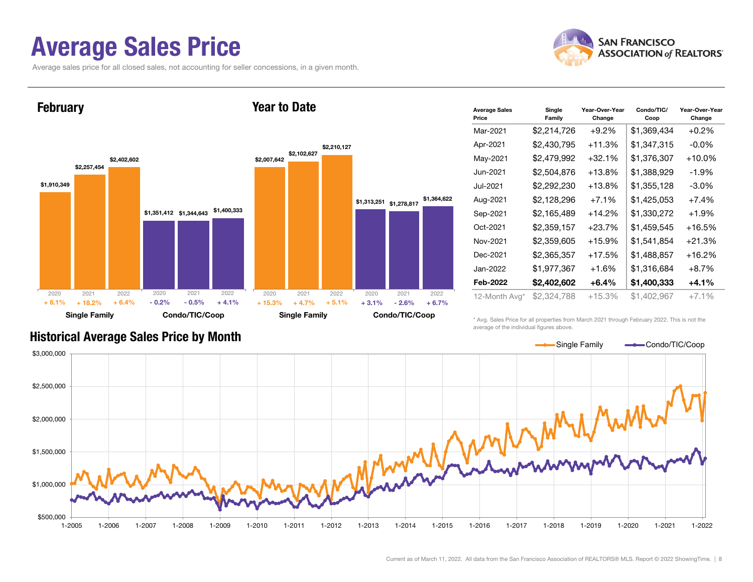# Average Sales Price

Average sales price for all closed sales, not accounting for seller concessions, in a given month.

## February

| | 2020 | 2021 | 2022 |
|---|---|---|---|
| Single Family | $1,910,349 | $2,257,454 | $2,402,602 |
| Change | + 6.1% | + 18.2% | + 6.4% |
| Condo/TIC/Coop | $1,351,412 | $1,344,643 | $1,400,333 |
| Change | - 0.2% | - 0.5% | + 4.1% |

## Year to Date

| | 2020 | 2021 | 2022 |
|---|---|---|---|
| Single Family | $2,007,642 | $2,102,627 | $2,210,127 |
| Change | + 15.3% | + 4.7% | + 5.1% |
| Condo/TIC/Coop | $1,313,251 | $1,278,817 | $1,364,622 |
| Change | + 3.1% | - 2.6% | + 6.7% |

| Average Sales Price | Single Family | Year-Over-Year Change | Condo/TIC/Coop | Year-Over-Year Change |
|---|---|---|---|---|
| Mar-2021 | $2,214,726 | +9.2% | $1,369,434 | +0.2% |
| Apr-2021 | $2,430,795 | +11.3% | $1,347,315 | -0.0% |
| May-2021 | $2,479,992 | +32.1% | $1,376,307 | +10.0% |
| Jun-2021 | $2,504,876 | +13.8% | $1,388,929 | -1.9% |
| Jul-2021 | $2,292,230 | +13.8% | $1,355,128 | -3.0% |
| Aug-2021 | $2,128,296 | +7.1% | $1,425,053 | +7.4% |
| Sep-2021 | $2,165,489 | +14.2% | $1,330,272 | +1.9% |
| Oct-2021 | $2,359,157 | +23.7% | $1,459,545 | +16.5% |
| Nov-2021 | $2,359,605 | +15.9% | $1,541,854 | +21.3% |
| Dec-2021 | $2,365,357 | +17.5% | $1,488,857 | +16.2% |
| Jan-2022 | $1,977,367 | +1.6% | $1,316,684 | +8.7% |
| **Feb-2022** | **$2,402,602** | **+6.4%** | **$1,400,333** | **+4.1%** |
| 12-Month Avg* | $2,324,788 | +15.3% | $1,402,967 | +7.1% |

\* Avg. Sales Price for all properties from March 2021 through February 2022. This is not the average of the individual figures above.

## Historical Average Sales Price by Month

Current as of March 11, 2022. All data from the San Francisco Association of REALTORS® MLS. Report © 2022 ShowingTime.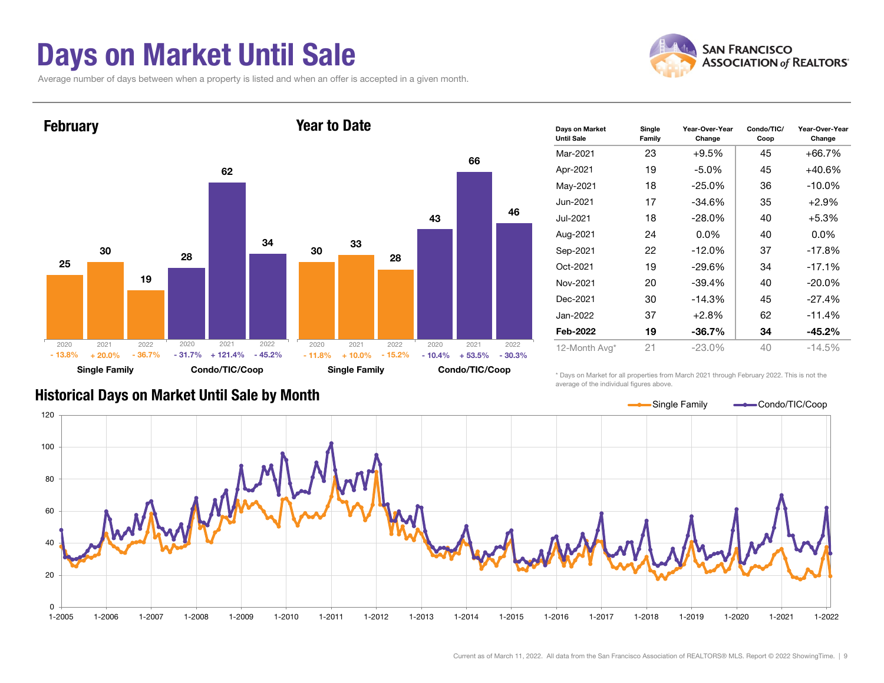# Days on Market Until Sale

Average number of days between when a property is listed and when an offer is accepted in a given month.

## February

| | 2020 | 2021 | 2022 |
|---|---|---|---|
| Single Family | 25 | 30 | 19 |
| Change | - 13.8% | + 20.0% | - 36.7% |
| Condo/TIC/Coop | 28 | 62 | 34 |
| Change | - 31.7% | + 121.4% | - 45.2% |

## Year to Date

| | 2020 | 2021 | 2022 |
|---|---|---|---|
| Single Family | 30 | 33 | 28 |
| Change | - 11.8% | + 10.0% | - 15.2% |
| Condo/TIC/Coop | 43 | 66 | 46 |
| Change | - 10.4% | + 53.5% | - 30.3% |

| Days on Market Until Sale | Single Family | Year-Over-Year Change | Condo/TIC/ Coop | Year-Over-Year Change |
|---|---|---|---|---|
| Mar-2021 | 23 | +9.5% | 45 | +66.7% |
| Apr-2021 | 19 | -5.0% | 45 | +40.6% |
| May-2021 | 18 | -25.0% | 36 | -10.0% |
| Jun-2021 | 17 | -34.6% | 35 | +2.9% |
| Jul-2021 | 18 | -28.0% | 40 | +5.3% |
| Aug-2021 | 24 | 0.0% | 40 | 0.0% |
| Sep-2021 | 22 | -12.0% | 37 | -17.8% |
| Oct-2021 | 19 | -29.6% | 34 | -17.1% |
| Nov-2021 | 20 | -39.4% | 40 | -20.0% |
| Dec-2021 | 30 | -14.3% | 45 | -27.4% |
| Jan-2022 | 37 | +2.8% | 62 | -11.4% |
| **Feb-2022** | **19** | **-36.7%** | **34** | **-45.2%** |
| 12-Month Avg* | 21 | -23.0% | 40 | -14.5% |

\* Days on Market for all properties from March 2021 through February 2022. This is not the average of the individual figures above.

## Historical Days on Market Until Sale by Month

Current as of March 11, 2022. All data from the San Francisco Association of REALTORS® MLS. Report © 2022 ShowingTime.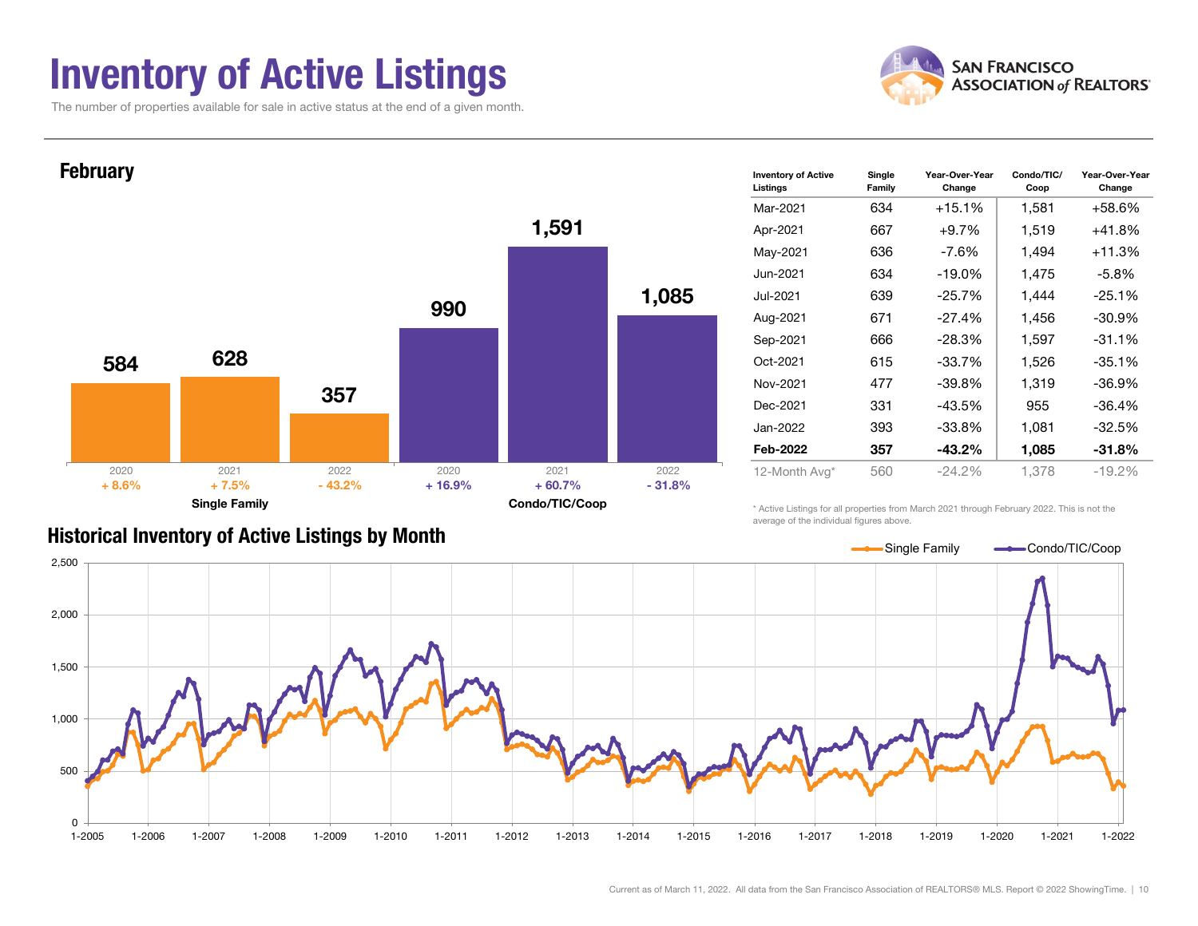# Inventory of Active Listings

The number of properties available for sale in active status at the end of a given month.

SAN FRANCISCO ASSOCIATION of REALTORS®

## February

| | 2020 | 2021 | 2022 |
|---|---|---|---|
| Single Family | 584 | 628 | 357 |
| Change | + 8.6% | + 7.5% | - 43.2% |
| Condo/TIC/Coop | 990 | 1,591 | 1,085 |
| Change | + 16.9% | + 60.7% | - 31.8% |

| Inventory of Active Listings | Single Family | Year-Over-Year Change | Condo/TIC/Coop | Year-Over-Year Change |
|---|---|---|---|---|
| Mar-2021 | 634 | +15.1% | 1,581 | +58.6% |
| Apr-2021 | 667 | +9.7% | 1,519 | +41.8% |
| May-2021 | 636 | -7.6% | 1,494 | +11.3% |
| Jun-2021 | 634 | -19.0% | 1,475 | -5.8% |
| Jul-2021 | 639 | -25.7% | 1,444 | -25.1% |
| Aug-2021 | 671 | -27.4% | 1,456 | -30.9% |
| Sep-2021 | 666 | -28.3% | 1,597 | -31.1% |
| Oct-2021 | 615 | -33.7% | 1,526 | -35.1% |
| Nov-2021 | 477 | -39.8% | 1,319 | -36.9% |
| Dec-2021 | 331 | -43.5% | 955 | -36.4% |
| Jan-2022 | 393 | -33.8% | 1,081 | -32.5% |
| **Feb-2022** | **357** | **-43.2%** | **1,085** | **-31.8%** |
| 12-Month Avg* | 560 | -24.2% | 1,378 | -19.2% |

\* Active Listings for all properties from March 2021 through February 2022. This is not the average of the individual figures above.

## Historical Inventory of Active Listings by Month

Single Family — Condo/TIC/Coop

Current as of March 11, 2022. All data from the San Francisco Association of REALTORS® MLS. Report © 2022 ShowingTime.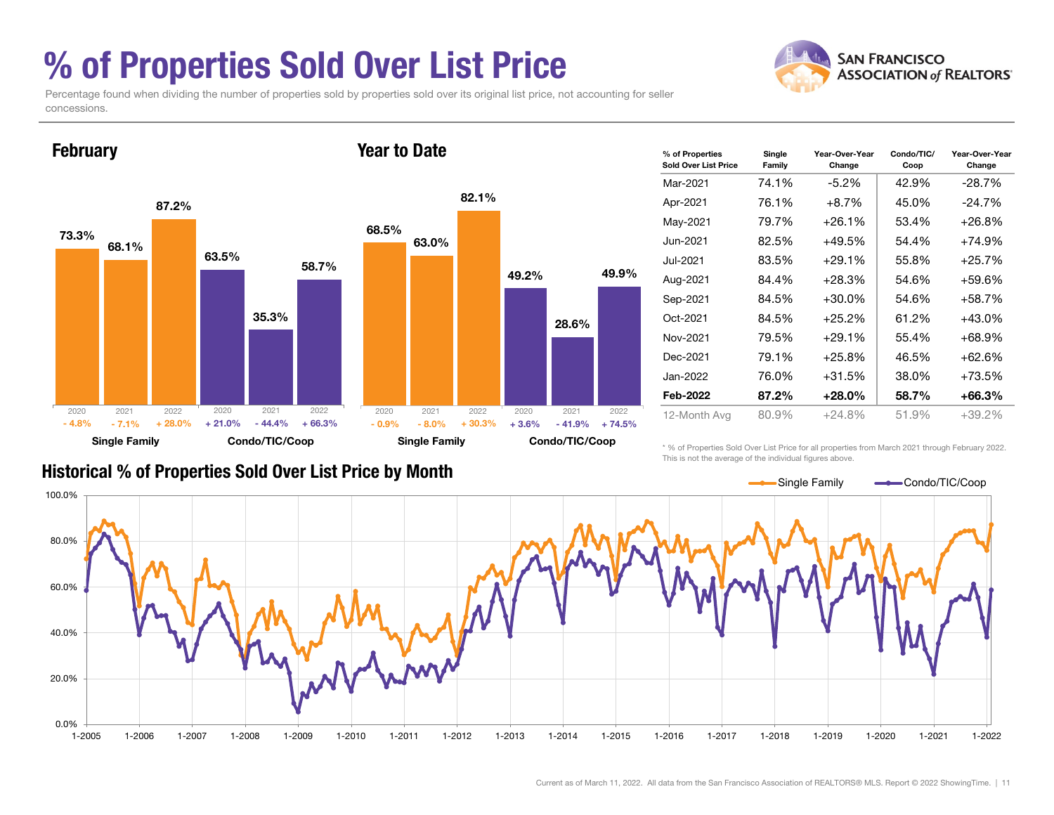# % of Properties Sold Over List Price

Percentage found when dividing the number of properties sold by properties sold over its original list price, not accounting for seller concessions.

## February

| | 2020 | 2021 | 2022 |
|---|---|---|---|
| Single Family | 73.3% | 68.1% | 87.2% |
| Change | - 4.8% | - 7.1% | + 28.0% |
| Condo/TIC/Coop | 63.5% | 35.3% | 58.7% |
| Change | + 21.0% | - 44.4% | + 66.3% |

## Year to Date

| | 2020 | 2021 | 2022 |
|---|---|---|---|
| Single Family | 68.5% | 63.0% | 82.1% |
| Change | - 0.9% | - 8.0% | + 30.3% |
| Condo/TIC/Coop | 49.2% | 28.6% | 49.9% |
| Change | + 3.6% | - 41.9% | + 74.5% |

| % of Properties Sold Over List Price | Single Family | Year-Over-Year Change | Condo/TIC/Coop | Year-Over-Year Change |
|---|---|---|---|---|
| Mar-2021 | 74.1% | -5.2% | 42.9% | -28.7% |
| Apr-2021 | 76.1% | +8.7% | 45.0% | -24.7% |
| May-2021 | 79.7% | +26.1% | 53.4% | +26.8% |
| Jun-2021 | 82.5% | +49.5% | 54.4% | +74.9% |
| Jul-2021 | 83.5% | +29.1% | 55.8% | +25.7% |
| Aug-2021 | 84.4% | +28.3% | 54.6% | +59.6% |
| Sep-2021 | 84.5% | +30.0% | 54.6% | +58.7% |
| Oct-2021 | 84.5% | +25.2% | 61.2% | +43.0% |
| Nov-2021 | 79.5% | +29.1% | 55.4% | +68.9% |
| Dec-2021 | 79.1% | +25.8% | 46.5% | +62.6% |
| Jan-2022 | 76.0% | +31.5% | 38.0% | +73.5% |
| **Feb-2022** | **87.2%** | **+28.0%** | **58.7%** | **+66.3%** |
| 12-Month Avg | 80.9% | +24.8% | 51.9% | +39.2% |

* % of Properties Sold Over List Price for all properties from March 2021 through February 2022. This is not the average of the individual figures above.

## Historical % of Properties Sold Over List Price by Month

Current as of March 11, 2022. All data from the San Francisco Association of REALTORS® MLS. Report © 2022 ShowingTime.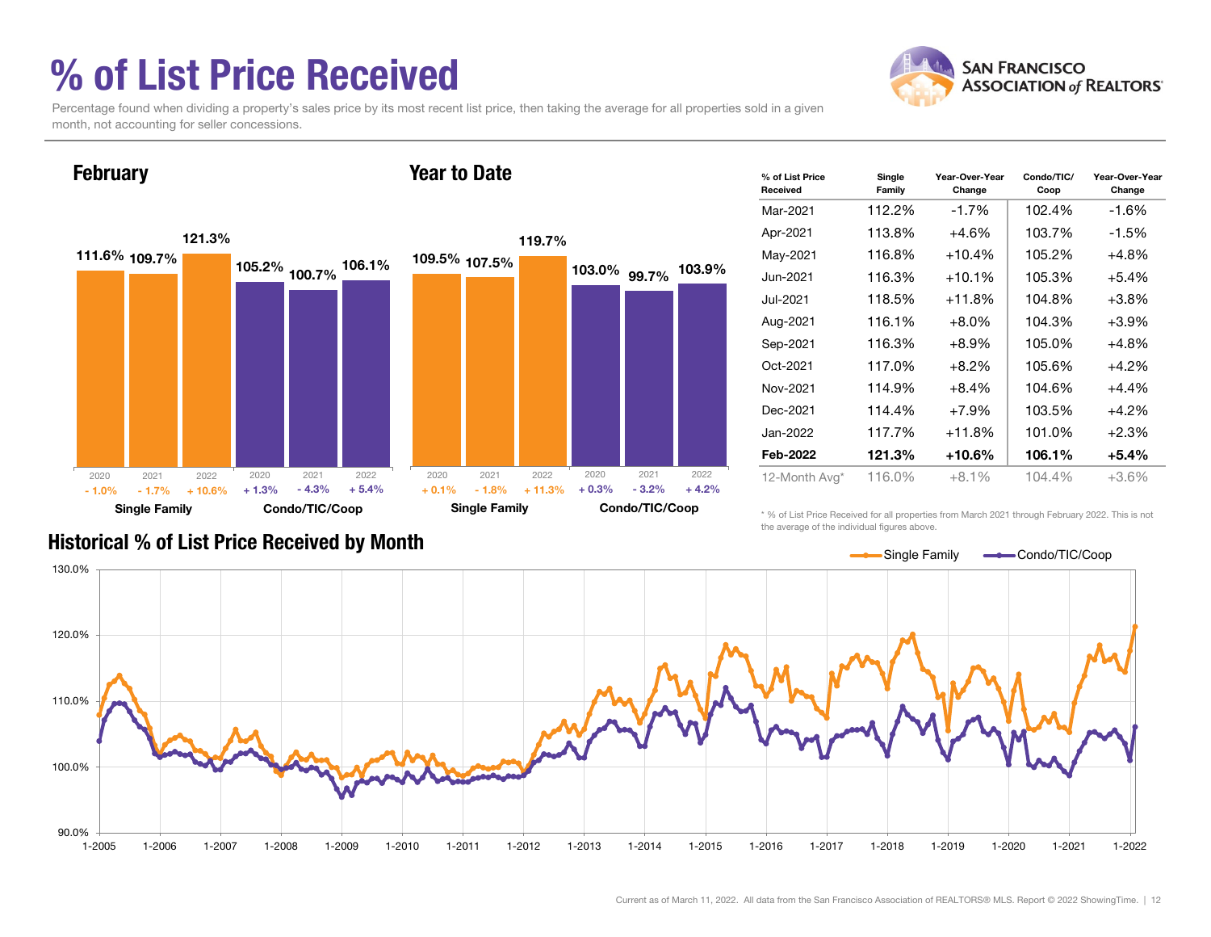# % of List Price Received

Percentage found when dividing a property's sales price by its most recent list price, then taking the average for all properties sold in a given month, not accounting for seller concessions.

## February

| | Single Family | | | Condo/TIC/Coop | | |
|---|---|---|---|---|---|---|
| | 2020 | 2021 | 2022 | 2020 | 2021 | 2022 |
| % of List Price Received | 111.6% | 109.7% | 121.3% | 105.2% | 100.7% | 106.1% |
| Change | - 1.0% | - 1.7% | + 10.6% | + 1.3% | - 4.3% | + 5.4% |

## Year to Date

| | Single Family | | | Condo/TIC/Coop | | |
|---|---|---|---|---|---|---|
| | 2020 | 2021 | 2022 | 2020 | 2021 | 2022 |
| % of List Price Received | 109.5% | 107.5% | 119.7% | 103.0% | 99.7% | 103.9% |
| Change | + 0.1% | - 1.8% | + 11.3% | + 0.3% | - 3.2% | + 4.2% |

| % of List Price Received | Single Family | Year-Over-Year Change | Condo/TIC/Coop | Year-Over-Year Change |
|---|---|---|---|---|
| Mar-2021 | 112.2% | -1.7% | 102.4% | -1.6% |
| Apr-2021 | 113.8% | +4.6% | 103.7% | -1.5% |
| May-2021 | 116.8% | +10.4% | 105.2% | +4.8% |
| Jun-2021 | 116.3% | +10.1% | 105.3% | +5.4% |
| Jul-2021 | 118.5% | +11.8% | 104.8% | +3.8% |
| Aug-2021 | 116.1% | +8.0% | 104.3% | +3.9% |
| Sep-2021 | 116.3% | +8.9% | 105.0% | +4.8% |
| Oct-2021 | 117.0% | +8.2% | 105.6% | +4.2% |
| Nov-2021 | 114.9% | +8.4% | 104.6% | +4.4% |
| Dec-2021 | 114.4% | +7.9% | 103.5% | +4.2% |
| Jan-2022 | 117.7% | +11.8% | 101.0% | +2.3% |
| **Feb-2022** | **121.3%** | **+10.6%** | **106.1%** | **+5.4%** |
| 12-Month Avg* | 116.0% | +8.1% | 104.4% | +3.6% |

\* % of List Price Received for all properties from March 2021 through February 2022. This is not the average of the individual figures above.

## Historical % of List Price Received by Month

Single Family / Condo/TIC/Coop

Current as of March 11, 2022. All data from the San Francisco Association of REALTORS® MLS. Report © 2022 ShowingTime.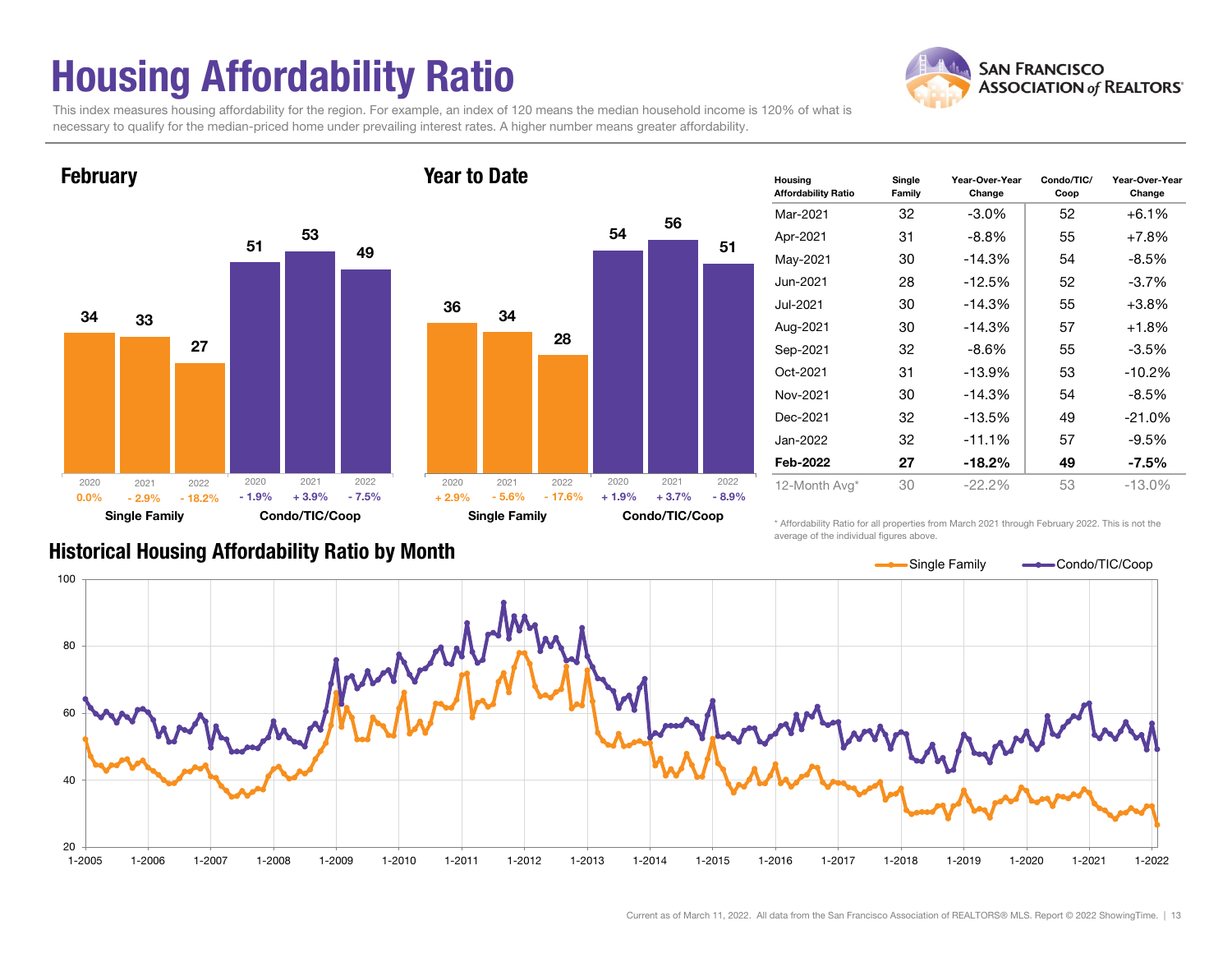# Housing Affordability Ratio

This index measures housing affordability for the region. For example, an index of 120 means the median household income is 120% of what is necessary to qualify for the median-priced home under prevailing interest rates. A higher number means greater affordability.

## February

| | 2020 | 2021 | 2022 |
|---|---|---|---|
| Single Family | 34 (0.0%) | 33 (- 2.9%) | 27 (- 18.2%) |
| Condo/TIC/Coop | 51 (- 1.9%) | 53 (+ 3.9%) | 49 (- 7.5%) |

## Year to Date

| | 2020 | 2021 | 2022 |
|---|---|---|---|
| Single Family | 36 (+ 2.9%) | 34 (- 5.6%) | 28 (- 17.6%) |
| Condo/TIC/Coop | 54 (+ 1.9%) | 56 (+ 3.7%) | 51 (- 8.9%) |

| Housing Affordability Ratio | Single Family | Year-Over-Year Change | Condo/TIC/Coop | Year-Over-Year Change |
|---|---|---|---|---|
| Mar-2021 | 32 | -3.0% | 52 | +6.1% |
| Apr-2021 | 31 | -8.8% | 55 | +7.8% |
| May-2021 | 30 | -14.3% | 54 | -8.5% |
| Jun-2021 | 28 | -12.5% | 52 | -3.7% |
| Jul-2021 | 30 | -14.3% | 55 | +3.8% |
| Aug-2021 | 30 | -14.3% | 57 | +1.8% |
| Sep-2021 | 32 | -8.6% | 55 | -3.5% |
| Oct-2021 | 31 | -13.9% | 53 | -10.2% |
| Nov-2021 | 30 | -14.3% | 54 | -8.5% |
| Dec-2021 | 32 | -13.5% | 49 | -21.0% |
| Jan-2022 | 32 | -11.1% | 57 | -9.5% |
| **Feb-2022** | **27** | **-18.2%** | **49** | **-7.5%** |
| 12-Month Avg* | 30 | -22.2% | 53 | -13.0% |

\* Affordability Ratio for all properties from March 2021 through February 2022. This is not the average of the individual figures above.

## Historical Housing Affordability Ratio by Month

Single Family — Condo/TIC/Coop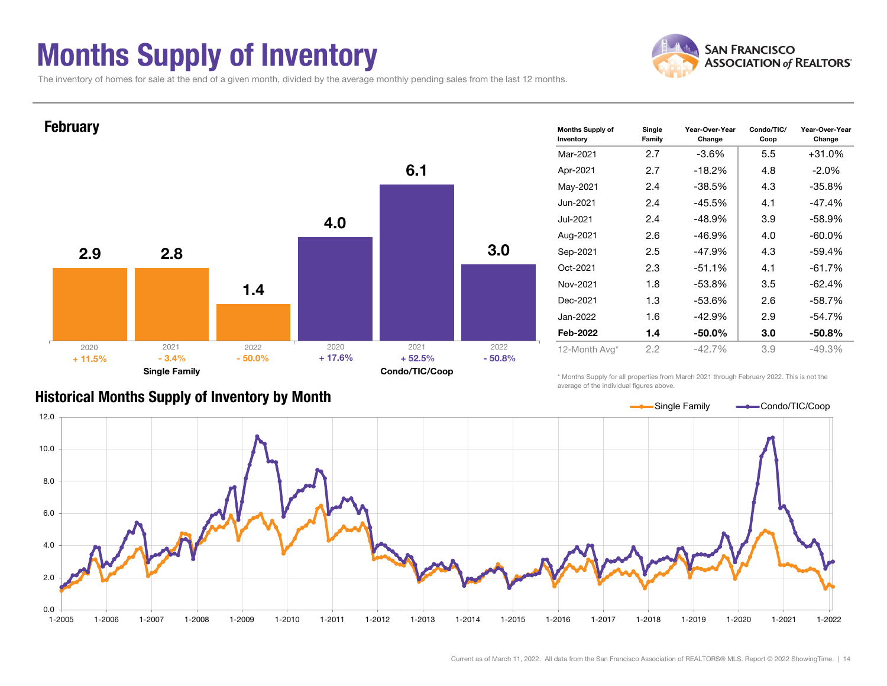# Months Supply of Inventory

The inventory of homes for sale at the end of a given month, divided by the average monthly pending sales from the last 12 months.

## February

| | 2020 | 2021 | 2022 |
|---|---|---|---|
| **Single Family** | 2.9 | 2.8 | 1.4 |
| Change | + 11.5% | - 3.4% | - 50.0% |
| **Condo/TIC/Coop** | 4.0 | 6.1 | 3.0 |
| Change | + 17.6% | + 52.5% | - 50.8% |

| Months Supply of Inventory | Single Family | Year-Over-Year Change | Condo/TIC/ Coop | Year-Over-Year Change |
|---|---|---|---|---|
| Mar-2021 | 2.7 | -3.6% | 5.5 | +31.0% |
| Apr-2021 | 2.7 | -18.2% | 4.8 | -2.0% |
| May-2021 | 2.4 | -38.5% | 4.3 | -35.8% |
| Jun-2021 | 2.4 | -45.5% | 4.1 | -47.4% |
| Jul-2021 | 2.4 | -48.9% | 3.9 | -58.9% |
| Aug-2021 | 2.6 | -46.9% | 4.0 | -60.0% |
| Sep-2021 | 2.5 | -47.9% | 4.3 | -59.4% |
| Oct-2021 | 2.3 | -51.1% | 4.1 | -61.7% |
| Nov-2021 | 1.8 | -53.8% | 3.5 | -62.4% |
| Dec-2021 | 1.3 | -53.6% | 2.6 | -58.7% |
| Jan-2022 | 1.6 | -42.9% | 2.9 | -54.7% |
| **Feb-2022** | **1.4** | **-50.0%** | **3.0** | **-50.8%** |
| 12-Month Avg* | 2.2 | -42.7% | 3.9 | -49.3% |

\* Months Supply for all properties from March 2021 through February 2022. This is not the average of the individual figures above.

## Historical Months Supply of Inventory by Month

Current as of March 11, 2022. All data from the San Francisco Association of REALTORS® MLS. Report © 2022 ShowingTime.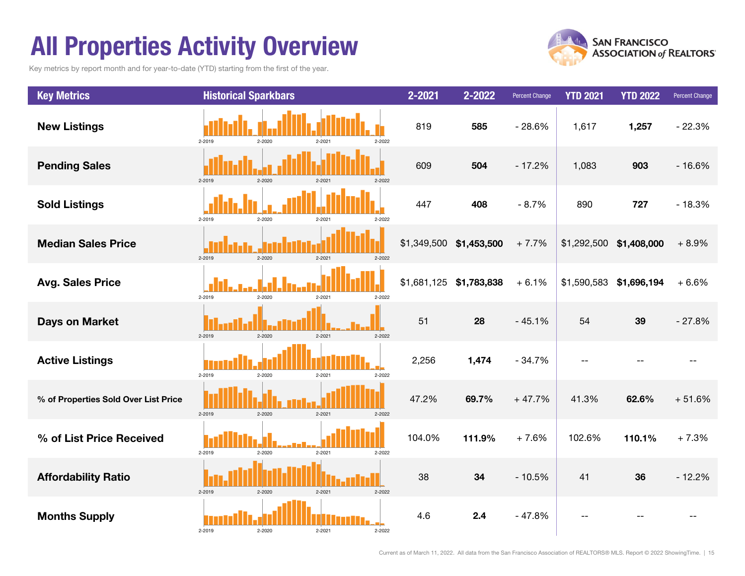# All Properties Activity Overview

Key metrics by report month and for year-to-date (YTD) starting from the first of the year.

| Key Metrics | Historical Sparkbars | 2-2021 | 2-2022 | Percent Change | YTD 2021 | YTD 2022 | Percent Change |
|---|---|---|---|---|---|---|---|
| New Listings | 2-2019 2-2020 2-2021 2-2022 | 819 | **585** | - 28.6% | 1,617 | **1,257** | - 22.3% |
| Pending Sales | 2-2019 2-2020 2-2021 2-2022 | 609 | **504** | - 17.2% | 1,083 | **903** | - 16.6% |
| Sold Listings | 2-2019 2-2020 2-2021 2-2022 | 447 | **408** | - 8.7% | 890 | **727** | - 18.3% |
| Median Sales Price | 2-2019 2-2020 2-2021 2-2022 | $1,349,500 | **$1,453,500** | + 7.7% | $1,292,500 | **$1,408,000** | + 8.9% |
| Avg. Sales Price | 2-2019 2-2020 2-2021 2-2022 | $1,681,125 | **$1,783,838** | + 6.1% | $1,590,583 | **$1,696,194** | + 6.6% |
| Days on Market | 2-2019 2-2020 2-2021 2-2022 | 51 | **28** | - 45.1% | 54 | **39** | - 27.8% |
| Active Listings | 2-2019 2-2020 2-2021 2-2022 | 2,256 | **1,474** | - 34.7% | -- | -- | -- |
| % of Properties Sold Over List Price | 2-2019 2-2020 2-2021 2-2022 | 47.2% | **69.7%** | + 47.7% | 41.3% | **62.6%** | + 51.6% |
| % of List Price Received | 2-2019 2-2020 2-2021 2-2022 | 104.0% | **111.9%** | + 7.6% | 102.6% | **110.1%** | + 7.3% |
| Affordability Ratio | 2-2019 2-2020 2-2021 2-2022 | 38 | **34** | - 10.5% | 41 | **36** | - 12.2% |
| Months Supply | 2-2019 2-2020 2-2021 2-2022 | 4.6 | **2.4** | - 47.8% | -- | -- | -- |

Current as of March 11, 2022. All data from the San Francisco Association of REALTORS® MLS. Report © 2022 ShowingTime.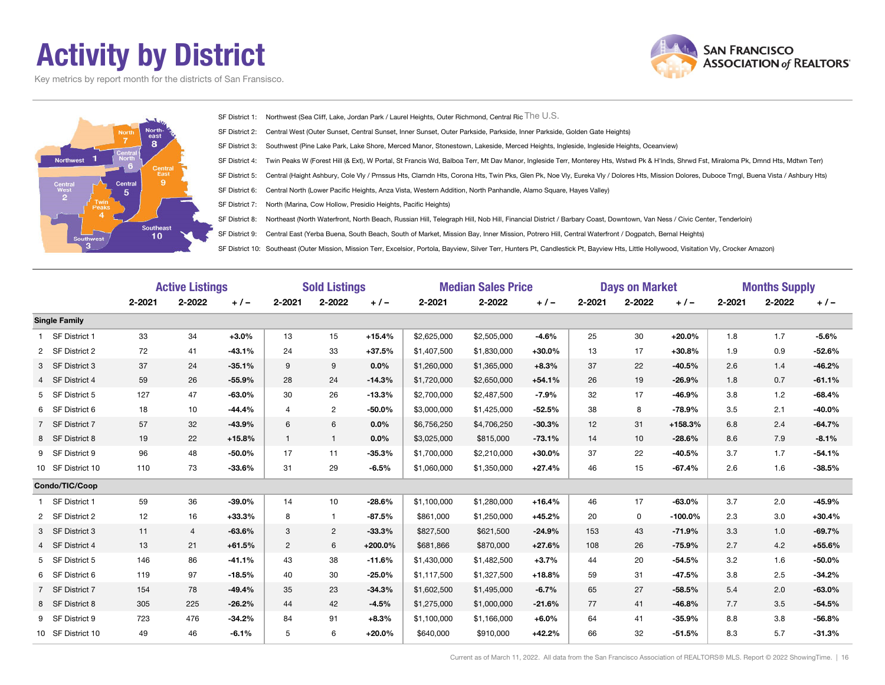# Activity by District

Key metrics by report month for the districts of San Fransisco.

SAN FRANCISCO ASSOCIATION of REALTORS®

SF District 1: Northwest (Sea Cliff, Lake, Jordan Park / Laurel Heights, Outer Richmond, Central Ric The U.S.

SF District 2: Central West (Outer Sunset, Central Sunset, Inner Sunset, Outer Parkside, Parkside, Inner Parkside, Golden Gate Heights)

SF District 3: Southwest (Pine Lake Park, Lake Shore, Merced Manor, Stonestown, Lakeside, Merced Heights, Ingleside, Ingleside Heights, Oceanview)

SF District 4: Twin Peaks W (Forest Hill (& Ext), W Portal, St Francis Wd, Balboa Terr, Mt Dav Manor, Ingleside Terr, Monterey Hts, Wstwd Pk & H'lnds, Shrwd Fst, Miraloma Pk, Dmnd Hts, Mdtwn Terr)

SF District 5: Central (Haight Ashbury, Cole Vly / Prnssus Hts, Clarndn Hts, Corona Hts, Twin Pks, Glen Pk, Noe Vly, Eureka Vly / Dolores Hts, Mission Dolores, Duboce Trngl, Buena Vista / Ashbury Hts)

SF District 6: Central North (Lower Pacific Heights, Anza Vista, Western Addition, North Panhandle, Alamo Square, Hayes Valley)

SF District 7: North (Marina, Cow Hollow, Presidio Heights, Pacific Heights)

SF District 8: Northeast (North Waterfront, North Beach, Russian Hill, Telegraph Hill, Nob Hill, Financial District / Barbary Coast, Downtown, Van Ness / Civic Center, Tenderloin)

SF District 9: Central East (Yerba Buena, South Beach, South of Market, Mission Bay, Inner Mission, Potrero Hill, Central Waterfront / Dogpatch, Bernal Heights)

SF District 10: Southeast (Outer Mission, Mission Terr, Excelsior, Portola, Bayview, Silver Terr, Hunters Pt, Candlestick Pt, Bayview Hts, Little Hollywood, Visitation Vly, Crocker Amazon)

| | Active Listings | | | Sold Listings | | | Median Sales Price | | | Days on Market | | | Months Supply | | |
|---|---|---|---|---|---|---|---|---|---|---|---|---|---|---|---|
| | 2-2021 | 2-2022 | + / – | 2-2021 | 2-2022 | + / – | 2-2021 | 2-2022 | + / – | 2-2021 | 2-2022 | + / – | 2-2021 | 2-2022 | + / – |
| **Single Family** | | | | | | | | | | | | | | | |
| 1 SF District 1 | 33 | 34 | **+3.0%** | 13 | 15 | **+15.4%** | $2,625,000 | $2,505,000 | **-4.6%** | 25 | 30 | **+20.0%** | 1.8 | 1.7 | **-5.6%** |
| 2 SF District 2 | 72 | 41 | **-43.1%** | 24 | 33 | **+37.5%** | $1,407,500 | $1,830,000 | **+30.0%** | 13 | 17 | **+30.8%** | 1.9 | 0.9 | **-52.6%** |
| 3 SF District 3 | 37 | 24 | **-35.1%** | 9 | 9 | **0.0%** | $1,260,000 | $1,365,000 | **+8.3%** | 37 | 22 | **-40.5%** | 2.6 | 1.4 | **-46.2%** |
| 4 SF District 4 | 59 | 26 | **-55.9%** | 28 | 24 | **-14.3%** | $1,720,000 | $2,650,000 | **+54.1%** | 26 | 19 | **-26.9%** | 1.8 | 0.7 | **-61.1%** |
| 5 SF District 5 | 127 | 47 | **-63.0%** | 30 | 26 | **-13.3%** | $2,700,000 | $2,487,500 | **-7.9%** | 32 | 17 | **-46.9%** | 3.8 | 1.2 | **-68.4%** |
| 6 SF District 6 | 18 | 10 | **-44.4%** | 4 | 2 | **-50.0%** | $3,000,000 | $1,425,000 | **-52.5%** | 38 | 8 | **-78.9%** | 3.5 | 2.1 | **-40.0%** |
| 7 SF District 7 | 57 | 32 | **-43.9%** | 6 | 6 | **0.0%** | $6,756,250 | $4,706,250 | **-30.3%** | 12 | 31 | **+158.3%** | 6.8 | 2.4 | **-64.7%** |
| 8 SF District 8 | 19 | 22 | **+15.8%** | 1 | 1 | **0.0%** | $3,025,000 | $815,000 | **-73.1%** | 14 | 10 | **-28.6%** | 8.6 | 7.9 | **-8.1%** |
| 9 SF District 9 | 96 | 48 | **-50.0%** | 17 | 11 | **-35.3%** | $1,700,000 | $2,210,000 | **+30.0%** | 37 | 22 | **-40.5%** | 3.7 | 1.7 | **-54.1%** |
| 10 SF District 10 | 110 | 73 | **-33.6%** | 31 | 29 | **-6.5%** | $1,060,000 | $1,350,000 | **+27.4%** | 46 | 15 | **-67.4%** | 2.6 | 1.6 | **-38.5%** |
| **Condo/TIC/Coop** | | | | | | | | | | | | | | | |
| 1 SF District 1 | 59 | 36 | **-39.0%** | 14 | 10 | **-28.6%** | $1,100,000 | $1,280,000 | **+16.4%** | 46 | 17 | **-63.0%** | 3.7 | 2.0 | **-45.9%** |
| 2 SF District 2 | 12 | 16 | **+33.3%** | 8 | 1 | **-87.5%** | $861,000 | $1,250,000 | **+45.2%** | 20 | 0 | **-100.0%** | 2.3 | 3.0 | **+30.4%** |
| 3 SF District 3 | 11 | 4 | **-63.6%** | 3 | 2 | **-33.3%** | $827,500 | $621,500 | **-24.9%** | 153 | 43 | **-71.9%** | 3.3 | 1.0 | **-69.7%** |
| 4 SF District 4 | 13 | 21 | **+61.5%** | 2 | 6 | **+200.0%** | $681,866 | $870,000 | **+27.6%** | 108 | 26 | **-75.9%** | 2.7 | 4.2 | **+55.6%** |
| 5 SF District 5 | 146 | 86 | **-41.1%** | 43 | 38 | **-11.6%** | $1,430,000 | $1,482,500 | **+3.7%** | 44 | 20 | **-54.5%** | 3.2 | 1.6 | **-50.0%** |
| 6 SF District 6 | 119 | 97 | **-18.5%** | 40 | 30 | **-25.0%** | $1,117,500 | $1,327,500 | **+18.8%** | 59 | 31 | **-47.5%** | 3.8 | 2.5 | **-34.2%** |
| 7 SF District 7 | 154 | 78 | **-49.4%** | 35 | 23 | **-34.3%** | $1,602,500 | $1,495,000 | **-6.7%** | 65 | 27 | **-58.5%** | 5.4 | 2.0 | **-63.0%** |
| 8 SF District 8 | 305 | 225 | **-26.2%** | 44 | 42 | **-4.5%** | $1,275,000 | $1,000,000 | **-21.6%** | 77 | 41 | **-46.8%** | 7.7 | 3.5 | **-54.5%** |
| 9 SF District 9 | 723 | 476 | **-34.2%** | 84 | 91 | **+8.3%** | $1,100,000 | $1,166,000 | **+6.0%** | 64 | 41 | **-35.9%** | 8.8 | 3.8 | **-56.8%** |
| 10 SF District 10 | 49 | 46 | **-6.1%** | 5 | 6 | **+20.0%** | $640,000 | $910,000 | **+42.2%** | 66 | 32 | **-51.5%** | 8.3 | 5.7 | **-31.3%** |

Current as of March 11, 2022. All data from the San Francisco Association of REALTORS® MLS. Report © 2022 ShowingTime.